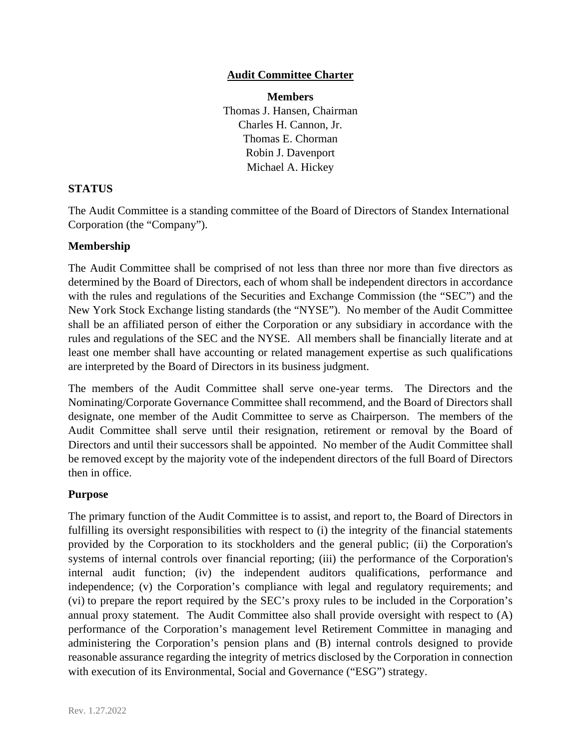# Audit Committee Charter

**Members**

Thomas J. Hansen, Chairman
Charles H. Cannon, Jr.
Thomas E. Chorman
Robin J. Davenport
Michael A. Hickey

## STATUS

The Audit Committee is a standing committee of the Board of Directors of Standex International Corporation (the "Company").

### Membership

The Audit Committee shall be comprised of not less than three nor more than five directors as determined by the Board of Directors, each of whom shall be independent directors in accordance with the rules and regulations of the Securities and Exchange Commission (the "SEC") and the New York Stock Exchange listing standards (the "NYSE"). No member of the Audit Committee shall be an affiliated person of either the Corporation or any subsidiary in accordance with the rules and regulations of the SEC and the NYSE. All members shall be financially literate and at least one member shall have accounting or related management expertise as such qualifications are interpreted by the Board of Directors in its business judgment.

The members of the Audit Committee shall serve one-year terms. The Directors and the Nominating/Corporate Governance Committee shall recommend, and the Board of Directors shall designate, one member of the Audit Committee to serve as Chairperson. The members of the Audit Committee shall serve until their resignation, retirement or removal by the Board of Directors and until their successors shall be appointed. No member of the Audit Committee shall be removed except by the majority vote of the independent directors of the full Board of Directors then in office.

### Purpose

The primary function of the Audit Committee is to assist, and report to, the Board of Directors in fulfilling its oversight responsibilities with respect to (i) the integrity of the financial statements provided by the Corporation to its stockholders and the general public; (ii) the Corporation's systems of internal controls over financial reporting; (iii) the performance of the Corporation's internal audit function; (iv) the independent auditors qualifications, performance and independence; (v) the Corporation's compliance with legal and regulatory requirements; and (vi) to prepare the report required by the SEC's proxy rules to be included in the Corporation's annual proxy statement. The Audit Committee also shall provide oversight with respect to (A) performance of the Corporation's management level Retirement Committee in managing and administering the Corporation's pension plans and (B) internal controls designed to provide reasonable assurance regarding the integrity of metrics disclosed by the Corporation in connection with execution of its Environmental, Social and Governance ("ESG") strategy.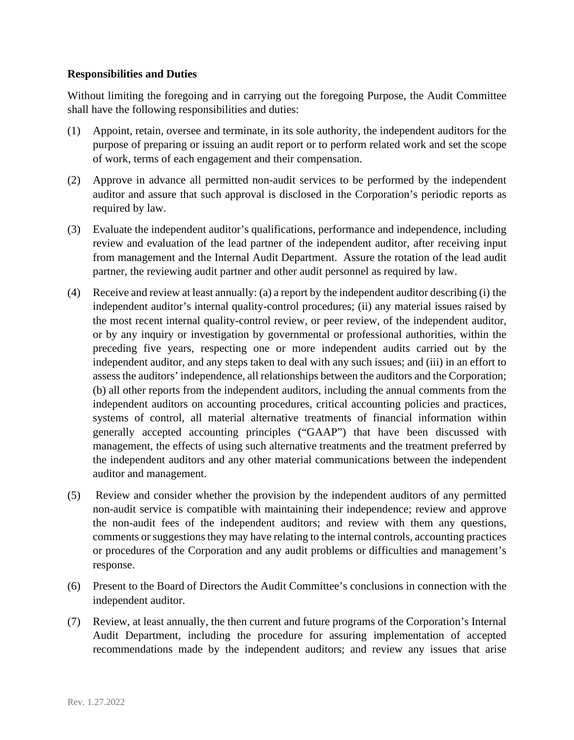**Responsibilities and Duties**

Without limiting the foregoing and in carrying out the foregoing Purpose, the Audit Committee shall have the following responsibilities and duties:

(1) Appoint, retain, oversee and terminate, in its sole authority, the independent auditors for the purpose of preparing or issuing an audit report or to perform related work and set the scope of work, terms of each engagement and their compensation.

(2) Approve in advance all permitted non-audit services to be performed by the independent auditor and assure that such approval is disclosed in the Corporation's periodic reports as required by law.

(3) Evaluate the independent auditor's qualifications, performance and independence, including review and evaluation of the lead partner of the independent auditor, after receiving input from management and the Internal Audit Department. Assure the rotation of the lead audit partner, the reviewing audit partner and other audit personnel as required by law.

(4) Receive and review at least annually: (a) a report by the independent auditor describing (i) the independent auditor's internal quality-control procedures; (ii) any material issues raised by the most recent internal quality-control review, or peer review, of the independent auditor, or by any inquiry or investigation by governmental or professional authorities, within the preceding five years, respecting one or more independent audits carried out by the independent auditor, and any steps taken to deal with any such issues; and (iii) in an effort to assess the auditors' independence, all relationships between the auditors and the Corporation; (b) all other reports from the independent auditors, including the annual comments from the independent auditors on accounting procedures, critical accounting policies and practices, systems of control, all material alternative treatments of financial information within generally accepted accounting principles ("GAAP") that have been discussed with management, the effects of using such alternative treatments and the treatment preferred by the independent auditors and any other material communications between the independent auditor and management.

(5) Review and consider whether the provision by the independent auditors of any permitted non-audit service is compatible with maintaining their independence; review and approve the non-audit fees of the independent auditors; and review with them any questions, comments or suggestions they may have relating to the internal controls, accounting practices or procedures of the Corporation and any audit problems or difficulties and management's response.

(6) Present to the Board of Directors the Audit Committee's conclusions in connection with the independent auditor.

(7) Review, at least annually, the then current and future programs of the Corporation's Internal Audit Department, including the procedure for assuring implementation of accepted recommendations made by the independent auditors; and review any issues that arise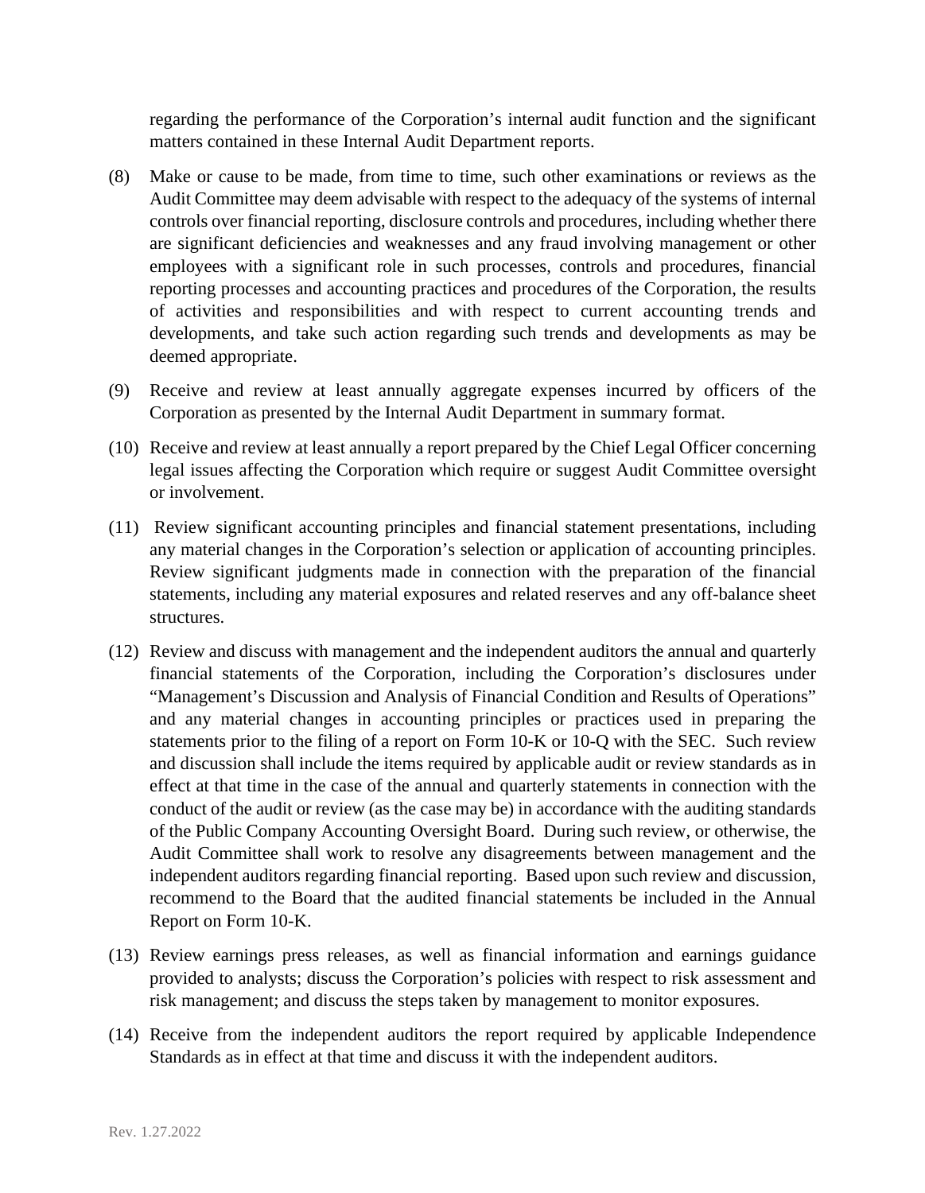regarding the performance of the Corporation's internal audit function and the significant matters contained in these Internal Audit Department reports.

(8) Make or cause to be made, from time to time, such other examinations or reviews as the Audit Committee may deem advisable with respect to the adequacy of the systems of internal controls over financial reporting, disclosure controls and procedures, including whether there are significant deficiencies and weaknesses and any fraud involving management or other employees with a significant role in such processes, controls and procedures, financial reporting processes and accounting practices and procedures of the Corporation, the results of activities and responsibilities and with respect to current accounting trends and developments, and take such action regarding such trends and developments as may be deemed appropriate.

(9) Receive and review at least annually aggregate expenses incurred by officers of the Corporation as presented by the Internal Audit Department in summary format.

(10) Receive and review at least annually a report prepared by the Chief Legal Officer concerning legal issues affecting the Corporation which require or suggest Audit Committee oversight or involvement.

(11) Review significant accounting principles and financial statement presentations, including any material changes in the Corporation's selection or application of accounting principles. Review significant judgments made in connection with the preparation of the financial statements, including any material exposures and related reserves and any off-balance sheet structures.

(12) Review and discuss with management and the independent auditors the annual and quarterly financial statements of the Corporation, including the Corporation's disclosures under "Management's Discussion and Analysis of Financial Condition and Results of Operations" and any material changes in accounting principles or practices used in preparing the statements prior to the filing of a report on Form 10-K or 10-Q with the SEC. Such review and discussion shall include the items required by applicable audit or review standards as in effect at that time in the case of the annual and quarterly statements in connection with the conduct of the audit or review (as the case may be) in accordance with the auditing standards of the Public Company Accounting Oversight Board. During such review, or otherwise, the Audit Committee shall work to resolve any disagreements between management and the independent auditors regarding financial reporting. Based upon such review and discussion, recommend to the Board that the audited financial statements be included in the Annual Report on Form 10-K.

(13) Review earnings press releases, as well as financial information and earnings guidance provided to analysts; discuss the Corporation's policies with respect to risk assessment and risk management; and discuss the steps taken by management to monitor exposures.

(14) Receive from the independent auditors the report required by applicable Independence Standards as in effect at that time and discuss it with the independent auditors.

Rev. 1.27.2022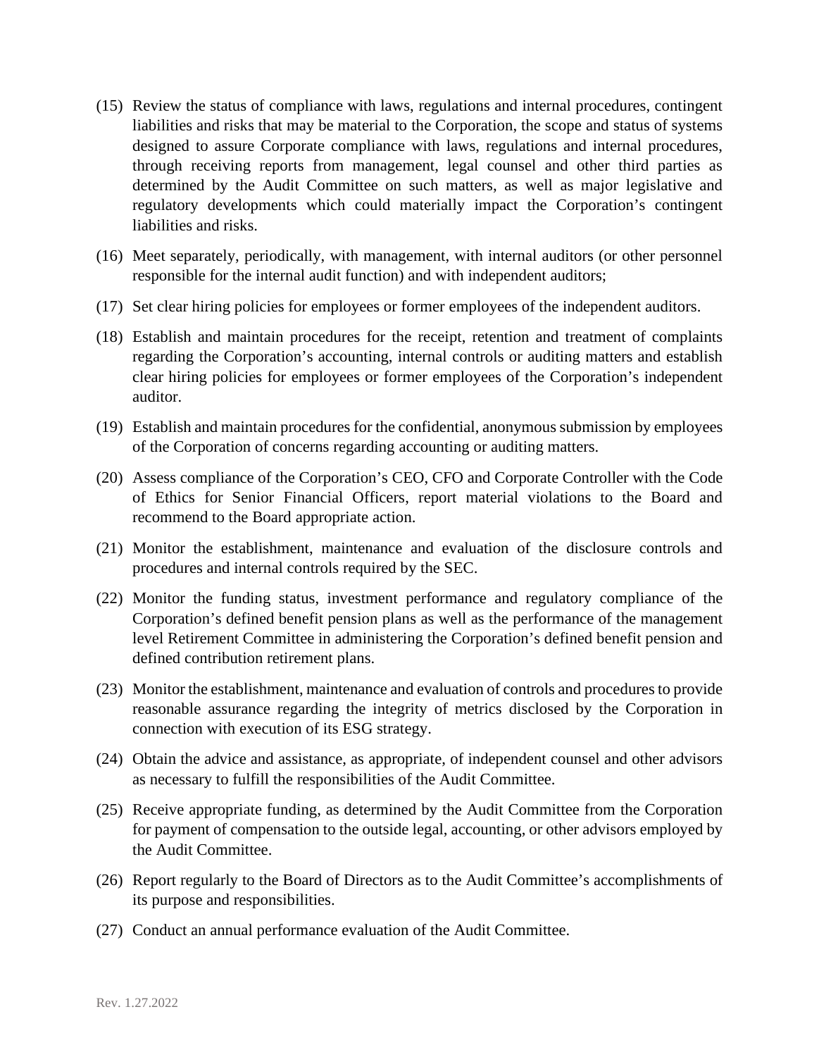(15) Review the status of compliance with laws, regulations and internal procedures, contingent liabilities and risks that may be material to the Corporation, the scope and status of systems designed to assure Corporate compliance with laws, regulations and internal procedures, through receiving reports from management, legal counsel and other third parties as determined by the Audit Committee on such matters, as well as major legislative and regulatory developments which could materially impact the Corporation's contingent liabilities and risks.

(16) Meet separately, periodically, with management, with internal auditors (or other personnel responsible for the internal audit function) and with independent auditors;

(17) Set clear hiring policies for employees or former employees of the independent auditors.

(18) Establish and maintain procedures for the receipt, retention and treatment of complaints regarding the Corporation's accounting, internal controls or auditing matters and establish clear hiring policies for employees or former employees of the Corporation's independent auditor.

(19) Establish and maintain procedures for the confidential, anonymous submission by employees of the Corporation of concerns regarding accounting or auditing matters.

(20) Assess compliance of the Corporation's CEO, CFO and Corporate Controller with the Code of Ethics for Senior Financial Officers, report material violations to the Board and recommend to the Board appropriate action.

(21) Monitor the establishment, maintenance and evaluation of the disclosure controls and procedures and internal controls required by the SEC.

(22) Monitor the funding status, investment performance and regulatory compliance of the Corporation's defined benefit pension plans as well as the performance of the management level Retirement Committee in administering the Corporation's defined benefit pension and defined contribution retirement plans.

(23) Monitor the establishment, maintenance and evaluation of controls and procedures to provide reasonable assurance regarding the integrity of metrics disclosed by the Corporation in connection with execution of its ESG strategy.

(24) Obtain the advice and assistance, as appropriate, of independent counsel and other advisors as necessary to fulfill the responsibilities of the Audit Committee.

(25) Receive appropriate funding, as determined by the Audit Committee from the Corporation for payment of compensation to the outside legal, accounting, or other advisors employed by the Audit Committee.

(26) Report regularly to the Board of Directors as to the Audit Committee's accomplishments of its purpose and responsibilities.

(27) Conduct an annual performance evaluation of the Audit Committee.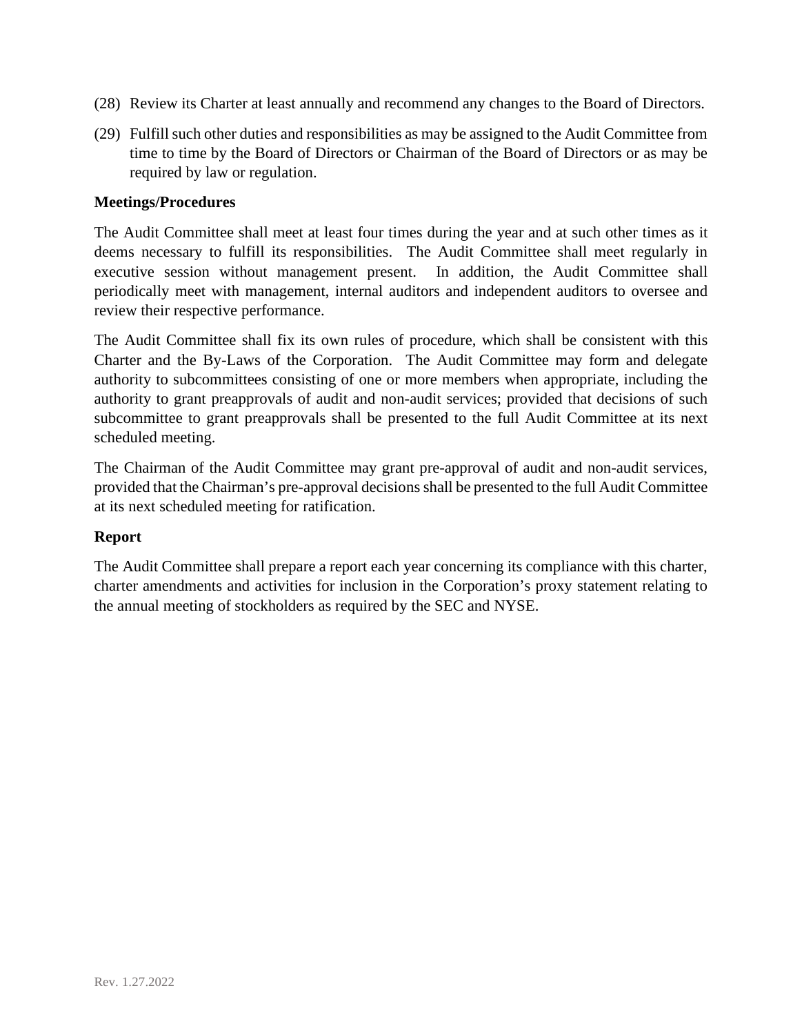(28) Review its Charter at least annually and recommend any changes to the Board of Directors.

(29) Fulfill such other duties and responsibilities as may be assigned to the Audit Committee from time to time by the Board of Directors or Chairman of the Board of Directors or as may be required by law or regulation.

**Meetings/Procedures**

The Audit Committee shall meet at least four times during the year and at such other times as it deems necessary to fulfill its responsibilities. The Audit Committee shall meet regularly in executive session without management present. In addition, the Audit Committee shall periodically meet with management, internal auditors and independent auditors to oversee and review their respective performance.

The Audit Committee shall fix its own rules of procedure, which shall be consistent with this Charter and the By-Laws of the Corporation. The Audit Committee may form and delegate authority to subcommittees consisting of one or more members when appropriate, including the authority to grant preapprovals of audit and non-audit services; provided that decisions of such subcommittee to grant preapprovals shall be presented to the full Audit Committee at its next scheduled meeting.

The Chairman of the Audit Committee may grant pre-approval of audit and non-audit services, provided that the Chairman's pre-approval decisions shall be presented to the full Audit Committee at its next scheduled meeting for ratification.

**Report**

The Audit Committee shall prepare a report each year concerning its compliance with this charter, charter amendments and activities for inclusion in the Corporation's proxy statement relating to the annual meeting of stockholders as required by the SEC and NYSE.

Rev. 1.27.2022